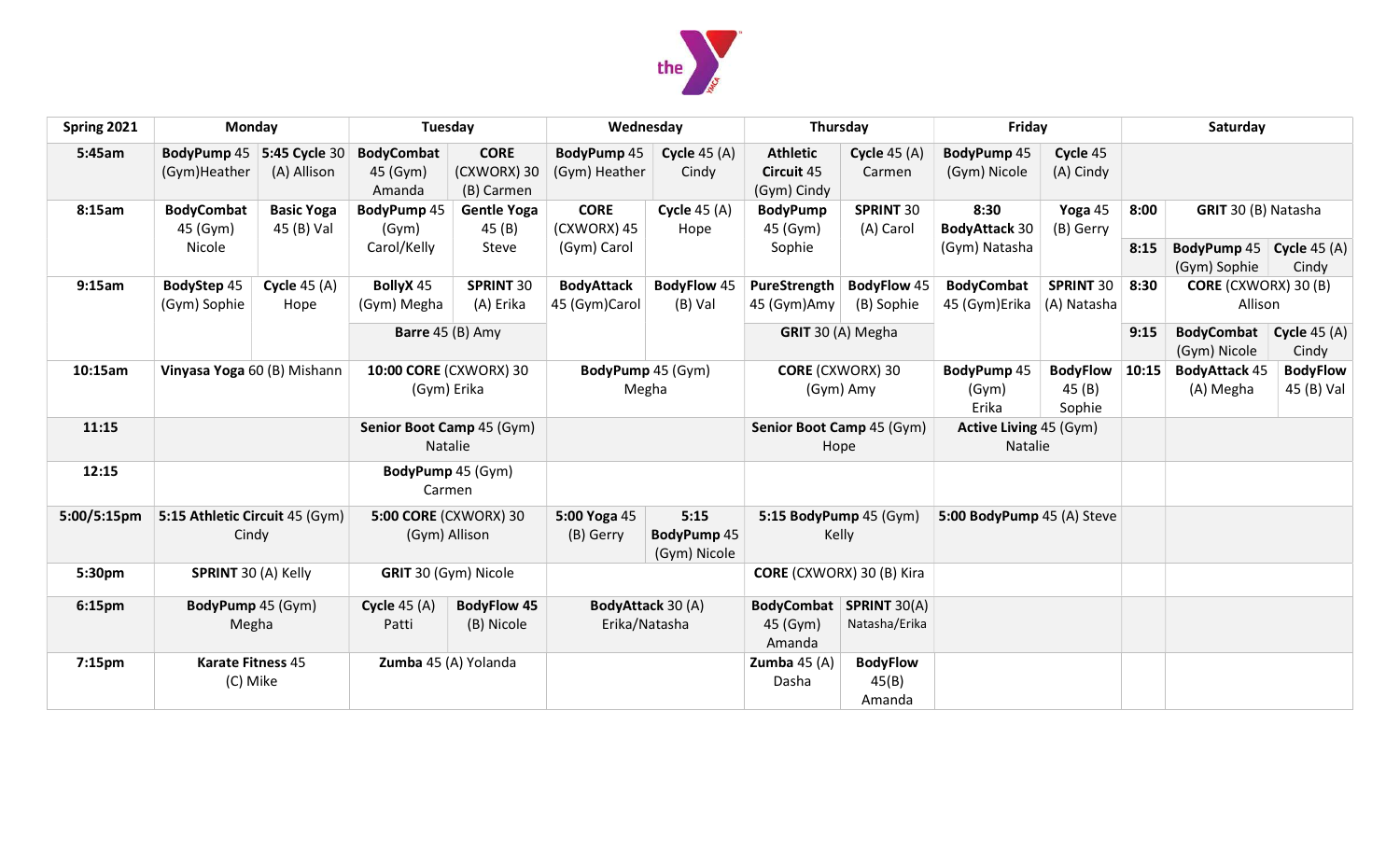| Spring 2021 | Monday | | Tuesday | | Wednesday | | Thursday | | Friday | | Saturday | | |
|---|---|---|---|---|---|---|---|---|---|---|---|---|---|
| 5:45am | **BodyPump** 45 (Gym)Heather | **5:45 Cycle** 30 (A) Allison | **BodyCombat** 45 (Gym) Amanda | **CORE** (CXWORX) 30 (B) Carmen | **BodyPump** 45 (Gym) Heather | **Cycle** 45 (A) Cindy | **Athletic Circuit** 45 (Gym) Cindy | **Cycle** 45 (A) Carmen | **BodyPump** 45 (Gym) Nicole | **Cycle** 45 (A) Cindy | | | |
| 8:15am | **BodyCombat** 45 (Gym) Nicole | **Basic Yoga** 45 (B) Val | **BodyPump** 45 (Gym) Carol/Kelly | **Gentle Yoga** 45 (B) Steve | **CORE** (CXWORX) 45 (Gym) Carol | **Cycle** 45 (A) Hope | **BodyPump** 45 (Gym) Sophie | **SPRINT** 30 (A) Carol | **8:30 BodyAttack** 30 (Gym) Natasha | **Yoga** 45 (B) Gerry | 8:00 | **GRIT** 30 (B) Natasha | |
| | | | | | | | | | | | 8:15 | **BodyPump** 45 (Gym) Sophie | **Cycle** 45 (A) Cindy |
| 9:15am | **BodyStep** 45 (Gym) Sophie | **Cycle** 45 (A) Hope | **BollyX** 45 (Gym) Megha | **SPRINT** 30 (A) Erika | **BodyAttack** 45 (Gym)Carol | **BodyFlow** 45 (B) Val | **PureStrength** 45 (Gym)Amy | **BodyFlow** 45 (B) Sophie | **BodyCombat** 45 (Gym)Erika | **SPRINT** 30 (A) Natasha | 8:30 | **CORE** (CXWORX) 30 (B) Allison | |
| | | | **Barre** 45 (B) Amy | | | | **GRIT** 30 (A) Megha | | | | 9:15 | **BodyCombat** (Gym) Nicole | **Cycle** 45 (A) Cindy |
| 10:15am | **Vinyasa Yoga** 60 (B) Mishann | | **10:00 CORE** (CXWORX) 30 (Gym) Erika | | **BodyPump** 45 (Gym) Megha | | **CORE** (CXWORX) 30 (Gym) Amy | | **BodyPump** 45 (Gym) Erika | **BodyFlow** 45 (B) Sophie | 10:15 | **BodyAttack** 45 (A) Megha | **BodyFlow** 45 (B) Val |
| 11:15 | | | **Senior Boot Camp** 45 (Gym) Natalie | | | | **Senior Boot Camp** 45 (Gym) Hope | | **Active Living** 45 (Gym) Natalie | | | | |
| 12:15 | | | **BodyPump** 45 (Gym) Carmen | | | | | | | | | | |
| 5:00/5:15pm | **5:15 Athletic Circuit** 45 (Gym) Cindy | | **5:00 CORE** (CXWORX) 30 (Gym) Allison | | **5:00 Yoga** 45 (B) Gerry | **5:15 BodyPump** 45 (Gym) Nicole | **5:15 BodyPump** 45 (Gym) Kelly | | **5:00 BodyPump** 45 (A) Steve | | | | |
| 5:30pm | **SPRINT** 30 (A) Kelly | | **GRIT** 30 (Gym) Nicole | | | | **CORE** (CXWORX) 30 (B) Kira | | | | | | |
| 6:15pm | **BodyPump** 45 (Gym) Megha | | **Cycle** 45 (A) Patti | **BodyFlow 45** (B) Nicole | **BodyAttack** 30 (A) Erika/Natasha | | **BodyCombat** 45 (Gym) Amanda | **SPRINT** 30(A) Natasha/Erika | | | | | |
| 7:15pm | **Karate Fitness** 45 (C) Mike | | **Zumba** 45 (A) Yolanda | | | | **Zumba** 45 (A) Dasha | **BodyFlow** 45(B) Amanda | | | | | |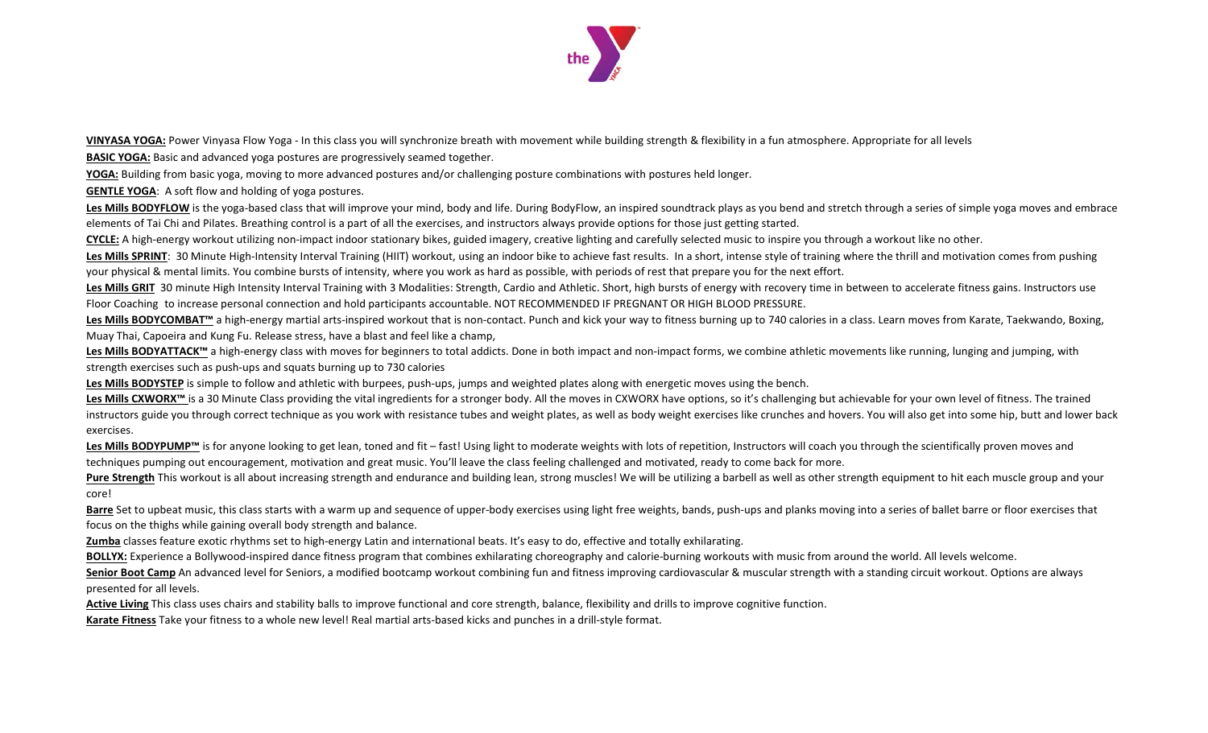**VINYASA YOGA:** Power Vinyasa Flow Yoga - In this class you will synchronize breath with movement while building strength & flexibility in a fun atmosphere. Appropriate for all levels

**BASIC YOGA:** Basic and advanced yoga postures are progressively seamed together.

**YOGA:** Building from basic yoga, moving to more advanced postures and/or challenging posture combinations with postures held longer.

**GENTLE YOGA**: A soft flow and holding of yoga postures.

**Les Mills BODYFLOW** is the yoga-based class that will improve your mind, body and life. During BodyFlow, an inspired soundtrack plays as you bend and stretch through a series of simple yoga moves and embrace elements of Tai Chi and Pilates. Breathing control is a part of all the exercises, and instructors always provide options for those just getting started.

**CYCLE:** A high-energy workout utilizing non-impact indoor stationary bikes, guided imagery, creative lighting and carefully selected music to inspire you through a workout like no other.

**Les Mills SPRINT**: 30 Minute High-Intensity Interval Training (HIIT) workout, using an indoor bike to achieve fast results. In a short, intense style of training where the thrill and motivation comes from pushing your physical & mental limits. You combine bursts of intensity, where you work as hard as possible, with periods of rest that prepare you for the next effort.

**Les Mills GRIT** 30 minute High Intensity Interval Training with 3 Modalities: Strength, Cardio and Athletic. Short, high bursts of energy with recovery time in between to accelerate fitness gains. Instructors use Floor Coaching to increase personal connection and hold participants accountable. NOT RECOMMENDED IF PREGNANT OR HIGH BLOOD PRESSURE.

**Les Mills BODYCOMBAT™** a high-energy martial arts-inspired workout that is non-contact. Punch and kick your way to fitness burning up to 740 calories in a class. Learn moves from Karate, Taekwando, Boxing, Muay Thai, Capoeira and Kung Fu. Release stress, have a blast and feel like a champ,

**Les Mills BODYATTACK™** a high-energy class with moves for beginners to total addicts. Done in both impact and non-impact forms, we combine athletic movements like running, lunging and jumping, with strength exercises such as push-ups and squats burning up to 730 calories

**Les Mills BODYSTEP** is simple to follow and athletic with burpees, push-ups, jumps and weighted plates along with energetic moves using the bench.

**Les Mills CXWORX™** is a 30 Minute Class providing the vital ingredients for a stronger body. All the moves in CXWORX have options, so it's challenging but achievable for your own level of fitness. The trained instructors guide you through correct technique as you work with resistance tubes and weight plates, as well as body weight exercises like crunches and hovers. You will also get into some hip, butt and lower back exercises.

**Les Mills BODYPUMP™** is for anyone looking to get lean, toned and fit – fast! Using light to moderate weights with lots of repetition, Instructors will coach you through the scientifically proven moves and techniques pumping out encouragement, motivation and great music. You'll leave the class feeling challenged and motivated, ready to come back for more.

**Pure Strength** This workout is all about increasing strength and endurance and building lean, strong muscles! We will be utilizing a barbell as well as other strength equipment to hit each muscle group and your core!

**Barre** Set to upbeat music, this class starts with a warm up and sequence of upper-body exercises using light free weights, bands, push-ups and planks moving into a series of ballet barre or floor exercises that focus on the thighs while gaining overall body strength and balance.

**Zumba** classes feature exotic rhythms set to high-energy Latin and international beats. It's easy to do, effective and totally exhilarating.

**BOLLYX:** Experience a Bollywood-inspired dance fitness program that combines exhilarating choreography and calorie-burning workouts with music from around the world. All levels welcome.

**Senior Boot Camp** An advanced level for Seniors, a modified bootcamp workout combining fun and fitness improving cardiovascular & muscular strength with a standing circuit workout. Options are always presented for all levels.

**Active Living** This class uses chairs and stability balls to improve functional and core strength, balance, flexibility and drills to improve cognitive function.

**Karate Fitness** Take your fitness to a whole new level! Real martial arts-based kicks and punches in a drill-style format.